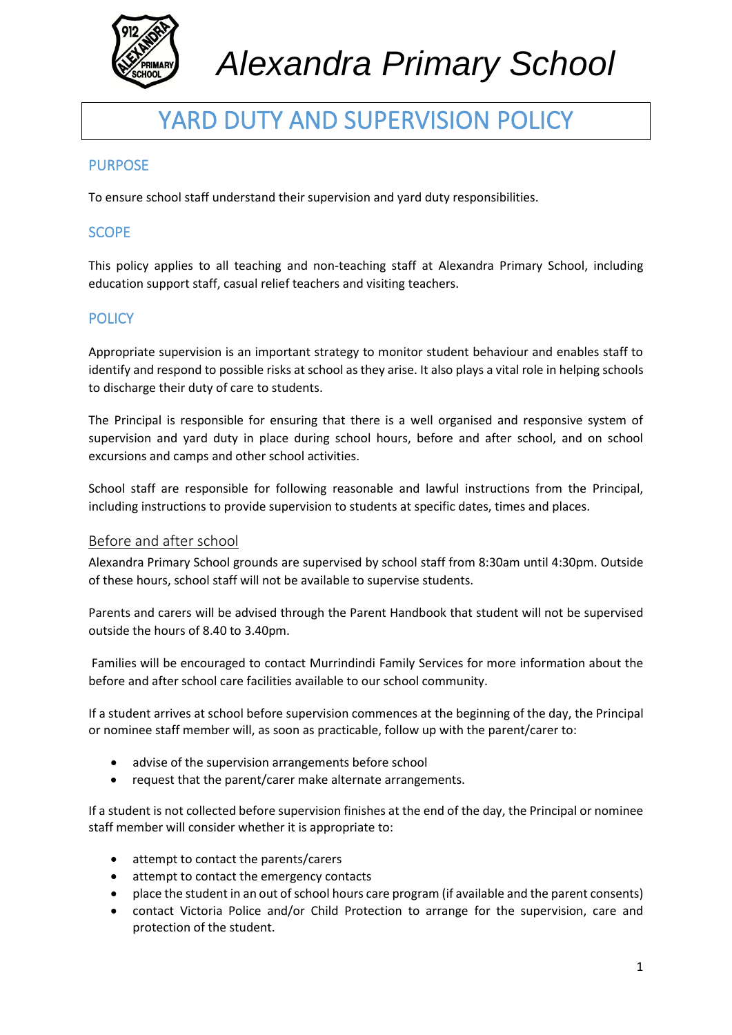# Alexandra Primary School

## YARD DUTY AND SUPERVISION POLICY

### PURPOSE

To ensure school staff understand their supervision and yard duty responsibilities.

### SCOPE

This policy applies to all teaching and non-teaching staff at Alexandra Primary School, including education support staff, casual relief teachers and visiting teachers.

### POLICY

Appropriate supervision is an important strategy to monitor student behaviour and enables staff to identify and respond to possible risks at school as they arise. It also plays a vital role in helping schools to discharge their duty of care to students.

The Principal is responsible for ensuring that there is a well organised and responsive system of supervision and yard duty in place during school hours, before and after school, and on school excursions and camps and other school activities.

School staff are responsible for following reasonable and lawful instructions from the Principal, including instructions to provide supervision to students at specific dates, times and places.

#### Before and after school

Alexandra Primary School grounds are supervised by school staff from 8:30am until 4:30pm. Outside of these hours, school staff will not be available to supervise students.

Parents and carers will be advised through the Parent Handbook that student will not be supervised outside the hours of 8.40 to 3.40pm.

Families will be encouraged to contact Murrindindi Family Services for more information about the before and after school care facilities available to our school community.

If a student arrives at school before supervision commences at the beginning of the day, the Principal or nominee staff member will, as soon as practicable, follow up with the parent/carer to:

- advise of the supervision arrangements before school
- request that the parent/carer make alternate arrangements.

If a student is not collected before supervision finishes at the end of the day, the Principal or nominee staff member will consider whether it is appropriate to:

- attempt to contact the parents/carers
- attempt to contact the emergency contacts
- place the student in an out of school hours care program (if available and the parent consents)
- contact Victoria Police and/or Child Protection to arrange for the supervision, care and protection of the student.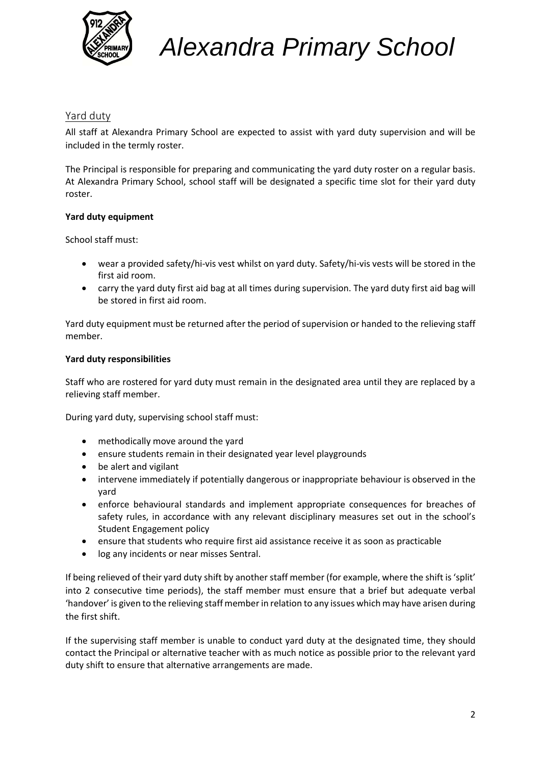## Yard duty

All staff at Alexandra Primary School are expected to assist with yard duty supervision and will be included in the termly roster.

The Principal is responsible for preparing and communicating the yard duty roster on a regular basis. At Alexandra Primary School, school staff will be designated a specific time slot for their yard duty roster.

**Yard duty equipment**

School staff must:

- wear a provided safety/hi-vis vest whilst on yard duty. Safety/hi-vis vests will be stored in the first aid room.
- carry the yard duty first aid bag at all times during supervision. The yard duty first aid bag will be stored in first aid room.

Yard duty equipment must be returned after the period of supervision or handed to the relieving staff member.

**Yard duty responsibilities**

Staff who are rostered for yard duty must remain in the designated area until they are replaced by a relieving staff member.

During yard duty, supervising school staff must:

- methodically move around the yard
- ensure students remain in their designated year level playgrounds
- be alert and vigilant
- intervene immediately if potentially dangerous or inappropriate behaviour is observed in the yard
- enforce behavioural standards and implement appropriate consequences for breaches of safety rules, in accordance with any relevant disciplinary measures set out in the school's Student Engagement policy
- ensure that students who require first aid assistance receive it as soon as practicable
- log any incidents or near misses Sentral.

If being relieved of their yard duty shift by another staff member (for example, where the shift is 'split' into 2 consecutive time periods), the staff member must ensure that a brief but adequate verbal 'handover' is given to the relieving staff member in relation to any issues which may have arisen during the first shift.

If the supervising staff member is unable to conduct yard duty at the designated time, they should contact the Principal or alternative teacher with as much notice as possible prior to the relevant yard duty shift to ensure that alternative arrangements are made.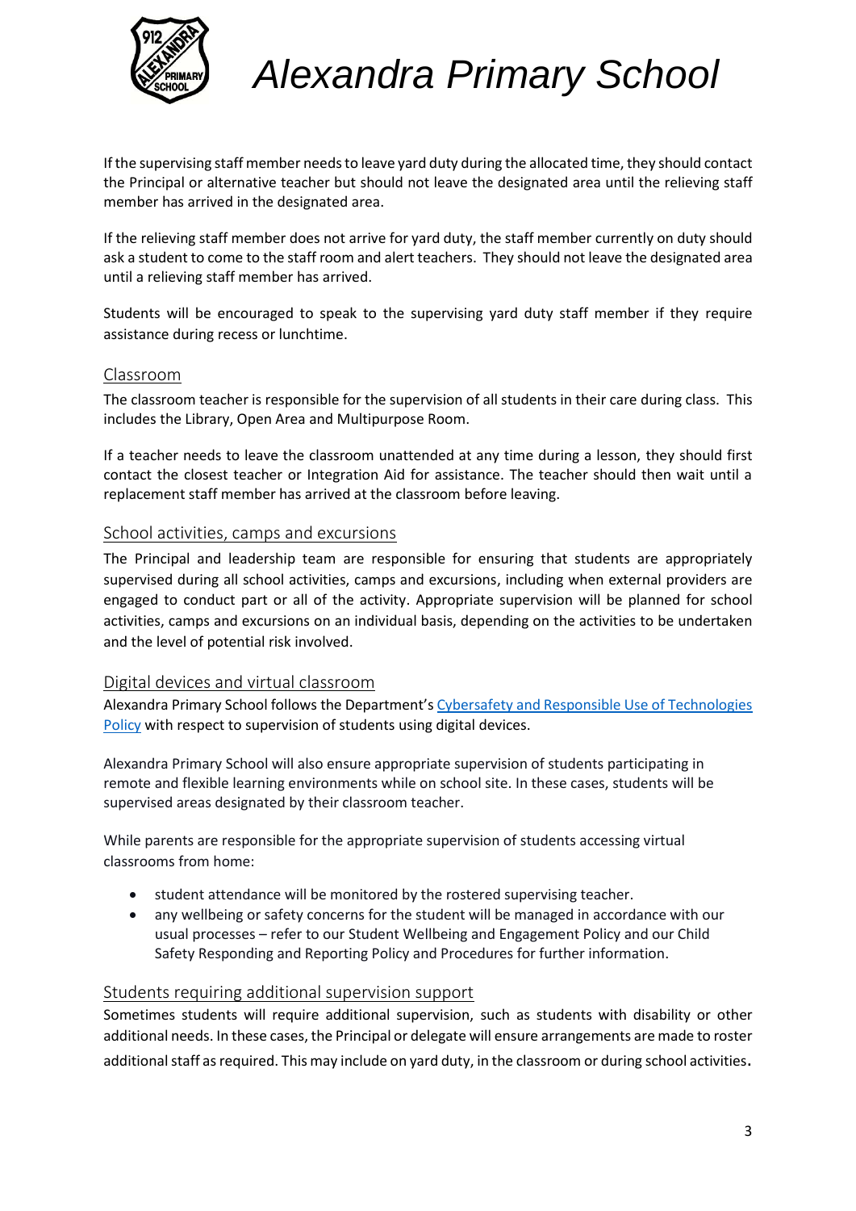If the supervising staff member needs to leave yard duty during the allocated time, they should contact the Principal or alternative teacher but should not leave the designated area until the relieving staff member has arrived in the designated area.

If the relieving staff member does not arrive for yard duty, the staff member currently on duty should ask a student to come to the staff room and alert teachers. They should not leave the designated area until a relieving staff member has arrived.

Students will be encouraged to speak to the supervising yard duty staff member if they require assistance during recess or lunchtime.

## Classroom

The classroom teacher is responsible for the supervision of all students in their care during class. This includes the Library, Open Area and Multipurpose Room.

If a teacher needs to leave the classroom unattended at any time during a lesson, they should first contact the closest teacher or Integration Aid for assistance. The teacher should then wait until a replacement staff member has arrived at the classroom before leaving.

## School activities, camps and excursions

The Principal and leadership team are responsible for ensuring that students are appropriately supervised during all school activities, camps and excursions, including when external providers are engaged to conduct part or all of the activity. Appropriate supervision will be planned for school activities, camps and excursions on an individual basis, depending on the activities to be undertaken and the level of potential risk involved.

## Digital devices and virtual classroom

Alexandra Primary School follows the Department's Cybersafety and Responsible Use of Technologies Policy with respect to supervision of students using digital devices.

Alexandra Primary School will also ensure appropriate supervision of students participating in remote and flexible learning environments while on school site. In these cases, students will be supervised areas designated by their classroom teacher.

While parents are responsible for the appropriate supervision of students accessing virtual classrooms from home:

- student attendance will be monitored by the rostered supervising teacher.
- any wellbeing or safety concerns for the student will be managed in accordance with our usual processes – refer to our Student Wellbeing and Engagement Policy and our Child Safety Responding and Reporting Policy and Procedures for further information.

## Students requiring additional supervision support

Sometimes students will require additional supervision, such as students with disability or other additional needs. In these cases, the Principal or delegate will ensure arrangements are made to roster additional staff as required. This may include on yard duty, in the classroom or during school activities.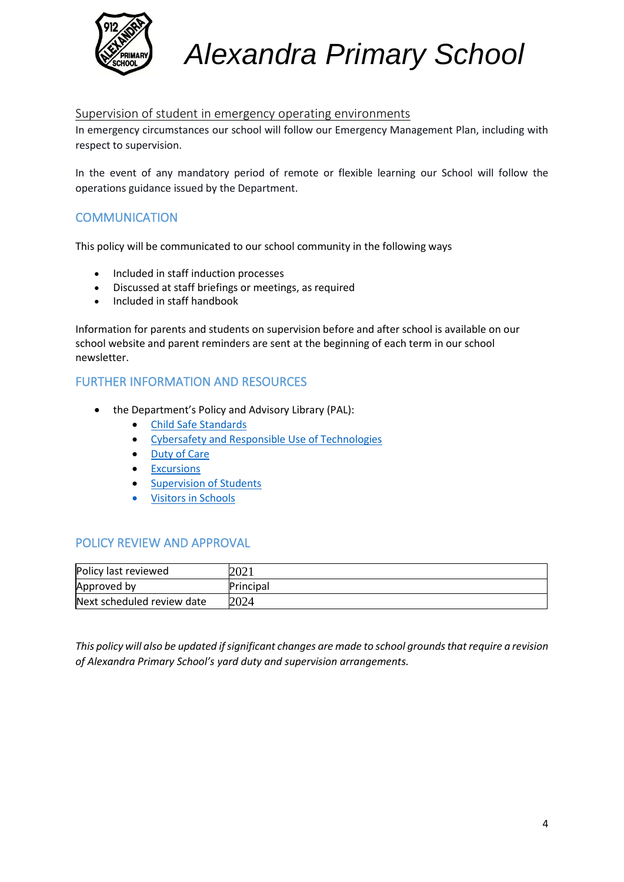## Supervision of student in emergency operating environments

In emergency circumstances our school will follow our Emergency Management Plan, including with respect to supervision.

In the event of any mandatory period of remote or flexible learning our School will follow the operations guidance issued by the Department.

## COMMUNICATION

This policy will be communicated to our school community in the following ways

- Included in staff induction processes
- Discussed at staff briefings or meetings, as required
- Included in staff handbook

Information for parents and students on supervision before and after school is available on our school website and parent reminders are sent at the beginning of each term in our school newsletter.

## FURTHER INFORMATION AND RESOURCES

- the Department's Policy and Advisory Library (PAL):
  - Child Safe Standards
  - Cybersafety and Responsible Use of Technologies
  - Duty of Care
  - Excursions
  - Supervision of Students
  - Visitors in Schools

## POLICY REVIEW AND APPROVAL

| | |
|---|---|
| Policy last reviewed | 2021 |
| Approved by | Principal |
| Next scheduled review date | 2024 |

*This policy will also be updated if significant changes are made to school grounds that require a revision of Alexandra Primary School's yard duty and supervision arrangements.*